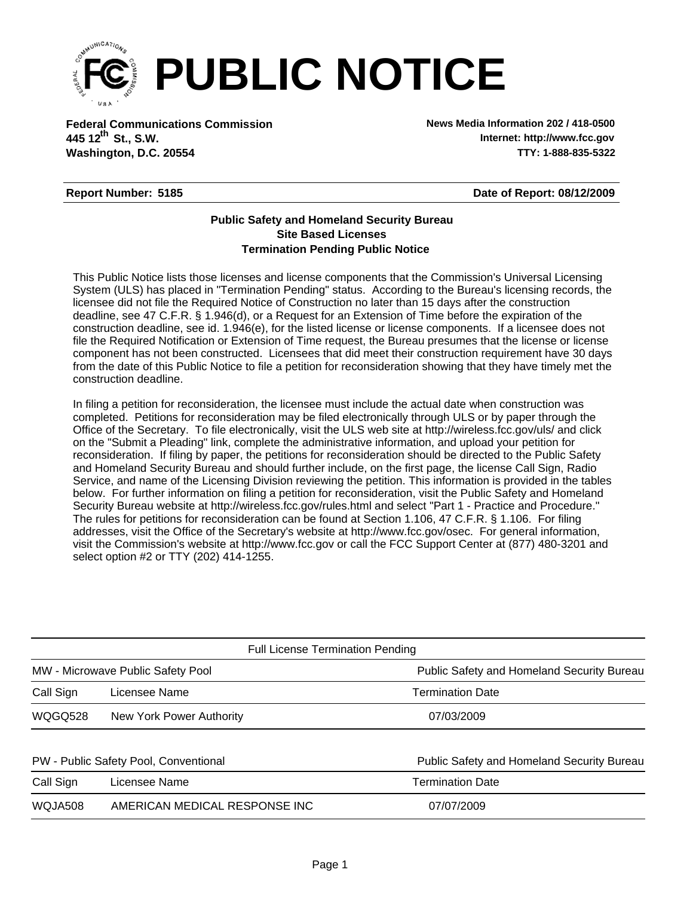# PUBLIC NOTICE

**Federal Communications Commission**
**445 12th St., S.W.**
**Washington, D.C. 20554**

**News Media Information 202 / 418-0500**
**Internet: http://www.fcc.gov**
**TTY: 1-888-835-5322**

**Report Number: 5185** **Date of Report: 08/12/2009**

**Public Safety and Homeland Security Bureau**
**Site Based Licenses**
**Termination Pending Public Notice**

This Public Notice lists those licenses and license components that the Commission's Universal Licensing System (ULS) has placed in "Termination Pending" status. According to the Bureau's licensing records, the licensee did not file the Required Notice of Construction no later than 15 days after the construction deadline, see 47 C.F.R. § 1.946(d), or a Request for an Extension of Time before the expiration of the construction deadline, see id. 1.946(e), for the listed license or license components. If a licensee does not file the Required Notification or Extension of Time request, the Bureau presumes that the license or license component has not been constructed. Licensees that did meet their construction requirement have 30 days from the date of this Public Notice to file a petition for reconsideration showing that they have timely met the construction deadline.

In filing a petition for reconsideration, the licensee must include the actual date when construction was completed. Petitions for reconsideration may be filed electronically through ULS or by paper through the Office of the Secretary. To file electronically, visit the ULS web site at http://wireless.fcc.gov/uls/ and click on the "Submit a Pleading" link, complete the administrative information, and upload your petition for reconsideration. If filing by paper, the petitions for reconsideration should be directed to the Public Safety and Homeland Security Bureau and should further include, on the first page, the license Call Sign, Radio Service, and name of the Licensing Division reviewing the petition. This information is provided in the tables below. For further information on filing a petition for reconsideration, visit the Public Safety and Homeland Security Bureau website at http://wireless.fcc.gov/rules.html and select "Part 1 - Practice and Procedure." The rules for petitions for reconsideration can be found at Section 1.106, 47 C.F.R. § 1.106. For filing addresses, visit the Office of the Secretary's website at http://www.fcc.gov/osec. For general information, visit the Commission's website at http://www.fcc.gov or call the FCC Support Center at (877) 480-3201 and select option #2 or TTY (202) 414-1255.

Full License Termination Pending

MW - Microwave Public Safety Pool — Public Safety and Homeland Security Bureau

| Call Sign | Licensee Name | Termination Date |
|---|---|---|
| WQGQ528 | New York Power Authority | 07/03/2009 |

PW - Public Safety Pool, Conventional — Public Safety and Homeland Security Bureau

| Call Sign | Licensee Name | Termination Date |
|---|---|---|
| WQJA508 | AMERICAN MEDICAL RESPONSE INC | 07/07/2009 |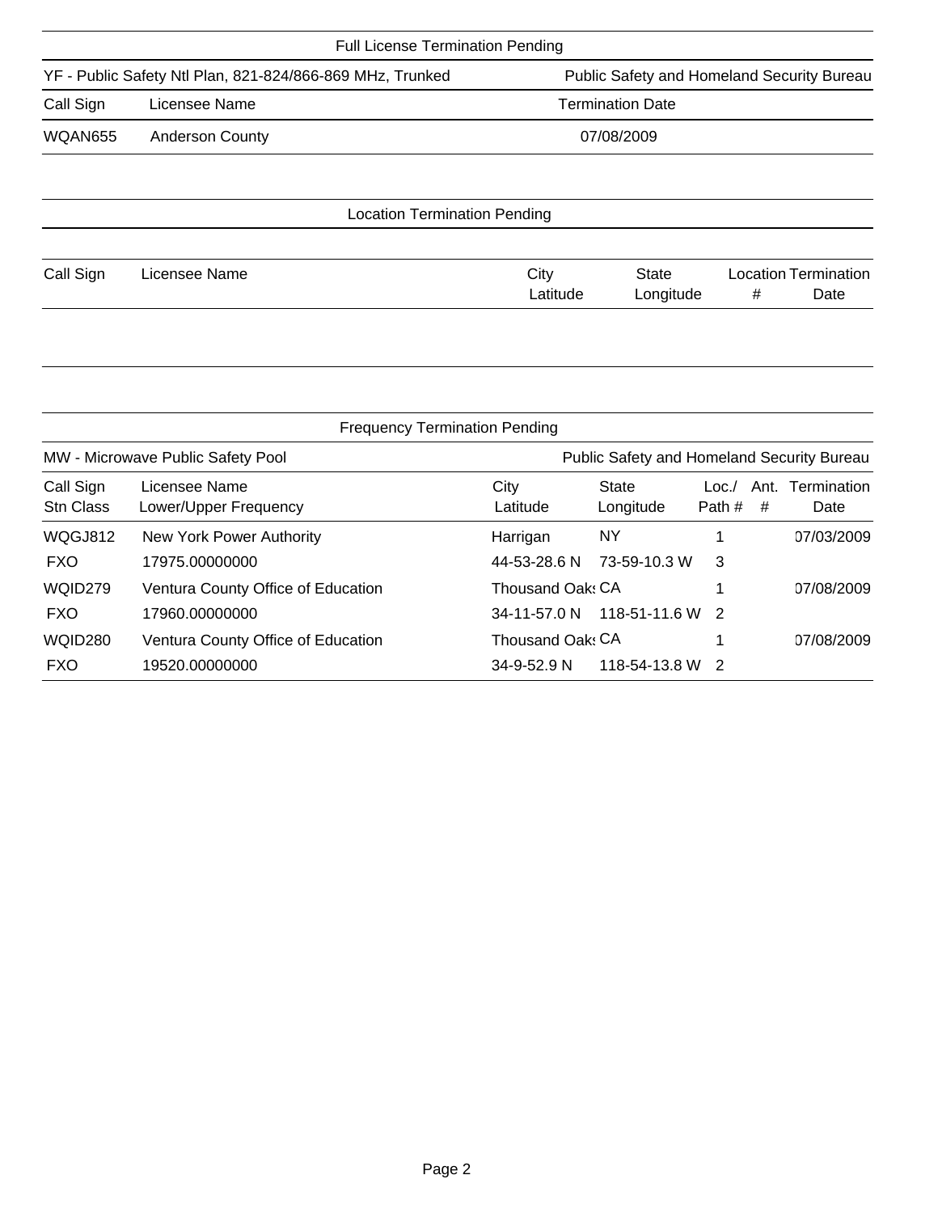## Full License Termination Pending

YF - Public Safety Ntl Plan, 821-824/866-869 MHz, Trunked — Public Safety and Homeland Security Bureau

| Call Sign | Licensee Name | Termination Date |
|---|---|---|
| WQAN655 | Anderson County | 07/08/2009 |

## Location Termination Pending

| Call Sign | Licensee Name | City / Latitude | State / Longitude | Location # | Termination Date |
|---|---|---|---|---|---|

## Frequency Termination Pending

MW - Microwave Public Safety Pool — Public Safety and Homeland Security Bureau

| Call Sign / Stn Class | Licensee Name / Lower/Upper Frequency | City / Latitude | State / Longitude | Loc./ Path # | Ant. # | Termination Date |
|---|---|---|---|---|---|---|
| WQGJ812 | New York Power Authority | Harrigan | NY | 1 | | 07/03/2009 |
| FXO | 17975.00000000 | 44-53-28.6 N | 73-59-10.3 W | 3 | | |
| WQID279 | Ventura County Office of Education | Thousand Oaks | CA | 1 | | 07/08/2009 |
| FXO | 17960.00000000 | 34-11-57.0 N | 118-51-11.6 W | 2 | | |
| WQID280 | Ventura County Office of Education | Thousand Oaks | CA | 1 | | 07/08/2009 |
| FXO | 19520.00000000 | 34-9-52.9 N | 118-54-13.8 W | 2 | | |